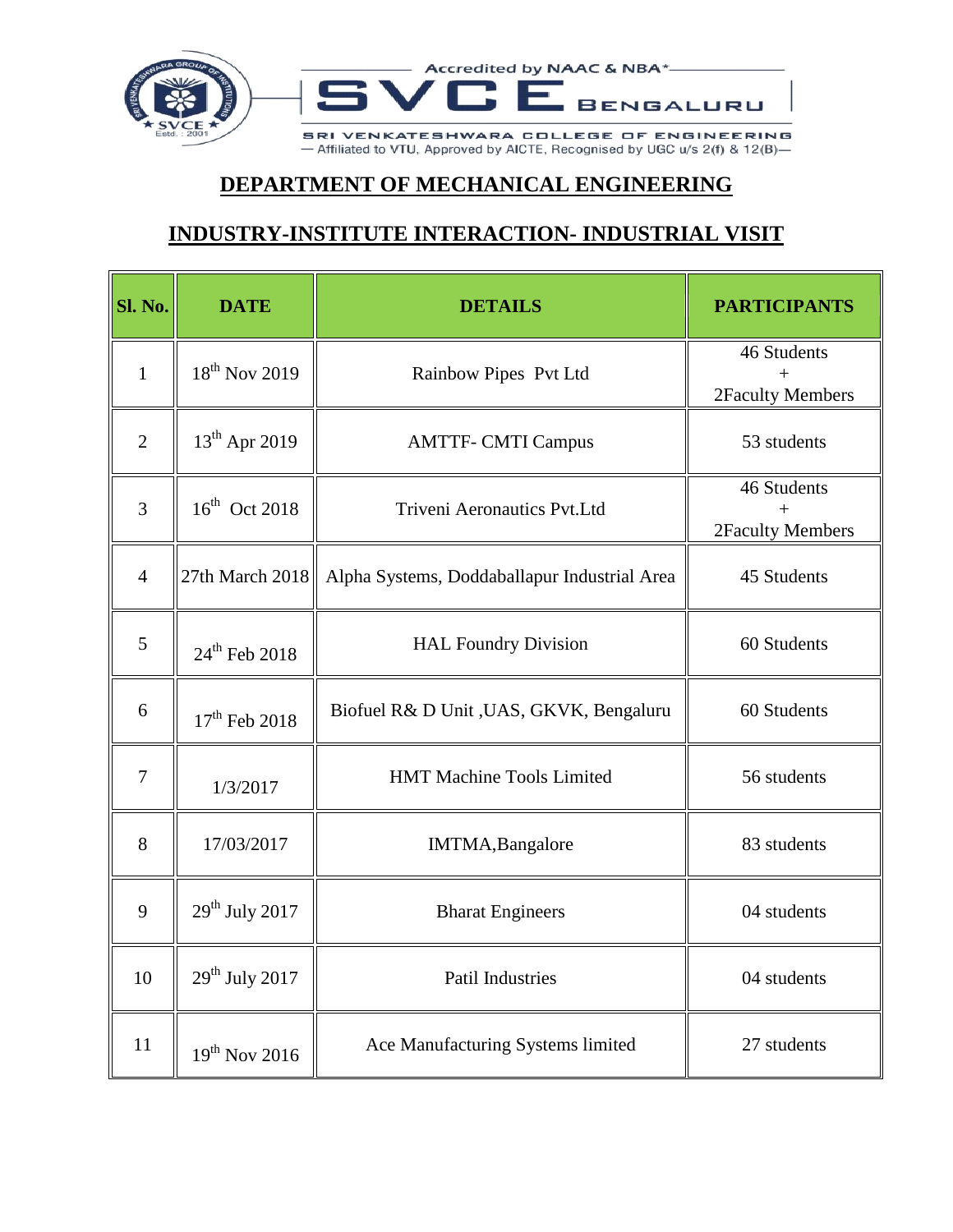Accredited by NAAC & NBA*

SVCE BENGALURU

SRI VENKATESHWARA COLLEGE OF ENGINEERING

— Affiliated to VTU, Approved by AICTE, Recognised by UGC u/s 2(f) & 12(B)—

## DEPARTMENT OF MECHANICAL ENGINEERING

## INDUSTRY-INSTITUTE INTERACTION- INDUSTRIAL VISIT

| Sl. No. | DATE | DETAILS | PARTICIPANTS |
|---|---|---|---|
| 1 | 18th Nov 2019 | Rainbow Pipes Pvt Ltd | 46 Students + 2Faculty Members |
| 2 | 13th Apr 2019 | AMTTF- CMTI Campus | 53 students |
| 3 | 16th Oct 2018 | Triveni Aeronautics Pvt.Ltd | 46 Students + 2Faculty Members |
| 4 | 27th March 2018 | Alpha Systems, Doddaballapur Industrial Area | 45 Students |
| 5 | 24th Feb 2018 | HAL Foundry Division | 60 Students |
| 6 | 17th Feb 2018 | Biofuel R& D Unit ,UAS, GKVK, Bengaluru | 60 Students |
| 7 | 1/3/2017 | HMT Machine Tools Limited | 56 students |
| 8 | 17/03/2017 | IMTMA,Bangalore | 83 students |
| 9 | 29th July 2017 | Bharat Engineers | 04 students |
| 10 | 29th July 2017 | Patil Industries | 04 students |
| 11 | 19th Nov 2016 | Ace Manufacturing Systems limited | 27 students |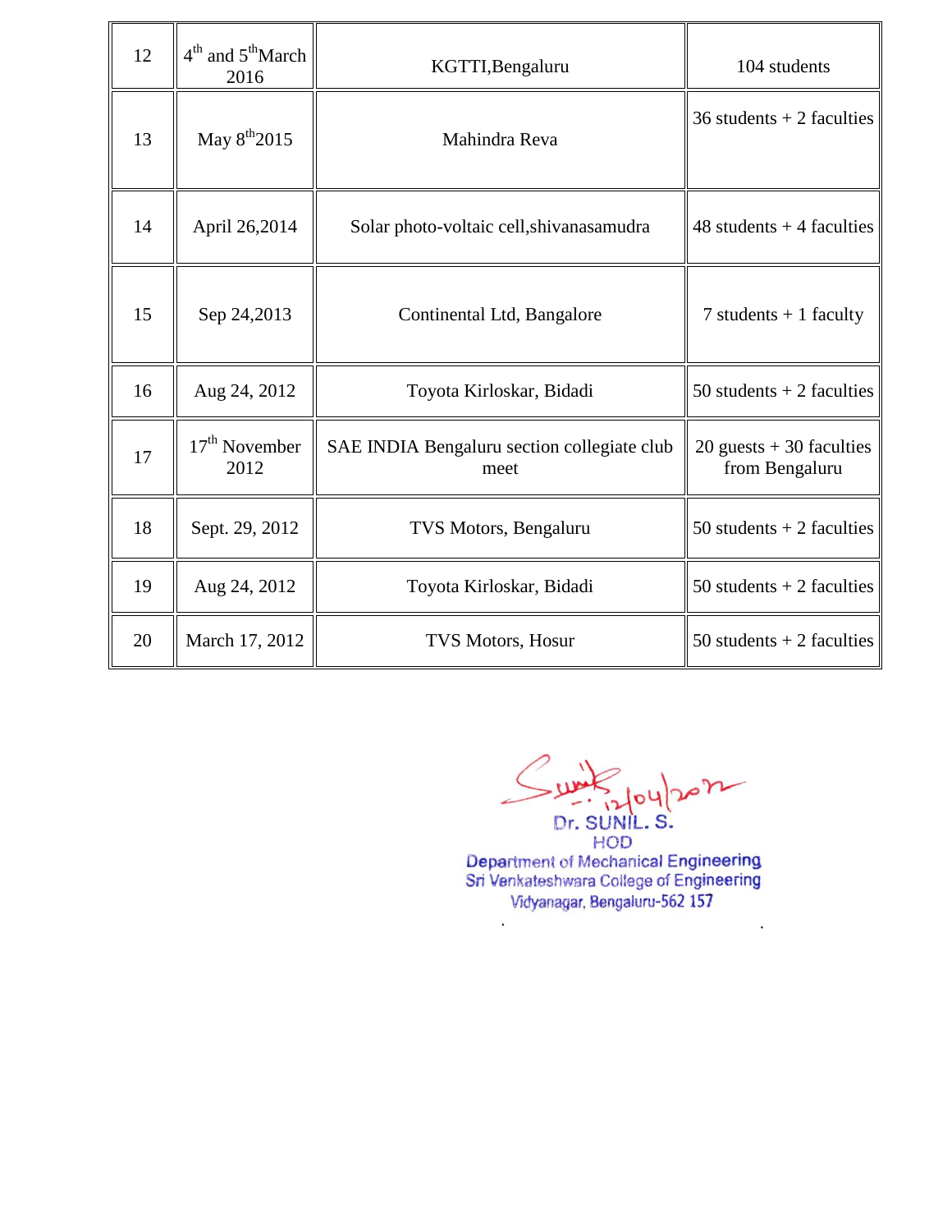| | | | |
|---|---|---|---|
| 12 | 4th and 5th March 2016 | KGTTI,Bengaluru | 104 students |
| 13 | May 8th 2015 | Mahindra Reva | 36 students + 2 faculties |
| 14 | April 26,2014 | Solar photo-voltaic cell,shivanasamudra | 48 students + 4 faculties |
| 15 | Sep 24,2013 | Continental Ltd, Bangalore | 7 students + 1 faculty |
| 16 | Aug 24, 2012 | Toyota Kirloskar, Bidadi | 50 students + 2 faculties |
| 17 | 17th November 2012 | SAE INDIA Bengaluru section collegiate club meet | 20 guests + 30 faculties from Bengaluru |
| 18 | Sept. 29, 2012 | TVS Motors, Bengaluru | 50 students + 2 faculties |
| 19 | Aug 24, 2012 | Toyota Kirloskar, Bidadi | 50 students + 2 faculties |
| 20 | March 17, 2012 | TVS Motors, Hosur | 50 students + 2 faculties |

Sunil 12/04/2022

Dr. SUNIL. S.
HOD
Department of Mechanical Engineering
Sri Venkateshwara College of Engineering
Vidyanagar, Bengaluru-562 157